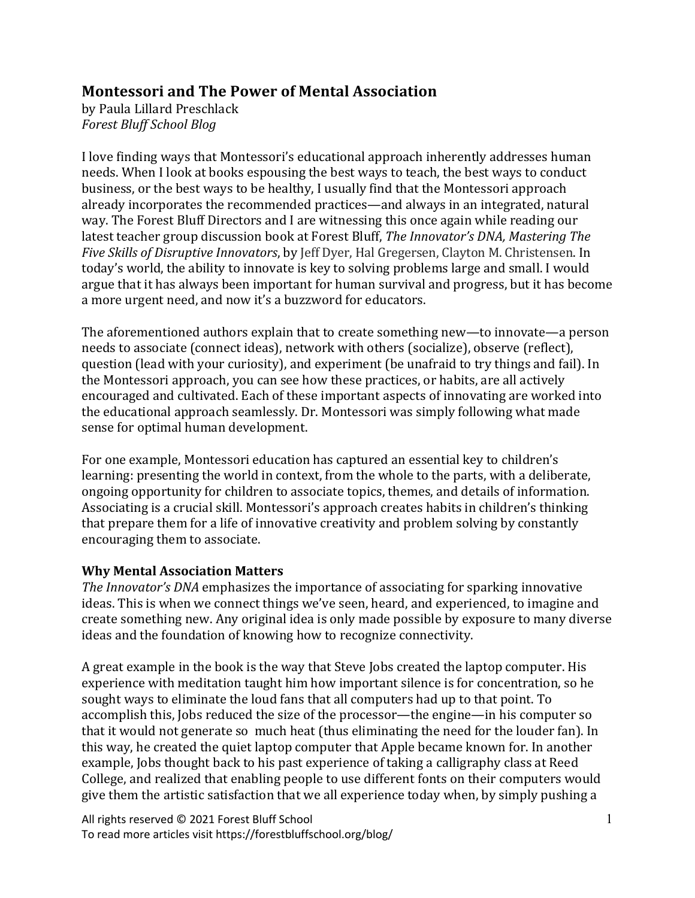# Montessori and The Power of Mental Association

by Paula Lillard Preschlack

*Forest Bluff School Blog*

I love finding ways that Montessori's educational approach inherently addresses human needs. When I look at books espousing the best ways to teach, the best ways to conduct business, or the best ways to be healthy, I usually find that the Montessori approach already incorporates the recommended practices—and always in an integrated, natural way. The Forest Bluff Directors and I are witnessing this once again while reading our latest teacher group discussion book at Forest Bluff, *The Innovator's DNA, Mastering The Five Skills of Disruptive Innovators*, by Jeff Dyer, Hal Gregersen, Clayton M. Christensen. In today's world, the ability to innovate is key to solving problems large and small. I would argue that it has always been important for human survival and progress, but it has become a more urgent need, and now it's a buzzword for educators.

The aforementioned authors explain that to create something new—to innovate—a person needs to associate (connect ideas), network with others (socialize), observe (reflect), question (lead with your curiosity), and experiment (be unafraid to try things and fail). In the Montessori approach, you can see how these practices, or habits, are all actively encouraged and cultivated. Each of these important aspects of innovating are worked into the educational approach seamlessly. Dr. Montessori was simply following what made sense for optimal human development.

For one example, Montessori education has captured an essential key to children's learning: presenting the world in context, from the whole to the parts, with a deliberate, ongoing opportunity for children to associate topics, themes, and details of information. Associating is a crucial skill. Montessori's approach creates habits in children's thinking that prepare them for a life of innovative creativity and problem solving by constantly encouraging them to associate.

## Why Mental Association Matters

*The Innovator's DNA* emphasizes the importance of associating for sparking innovative ideas. This is when we connect things we've seen, heard, and experienced, to imagine and create something new. Any original idea is only made possible by exposure to many diverse ideas and the foundation of knowing how to recognize connectivity.

A great example in the book is the way that Steve Jobs created the laptop computer. His experience with meditation taught him how important silence is for concentration, so he sought ways to eliminate the loud fans that all computers had up to that point. To accomplish this, Jobs reduced the size of the processor—the engine—in his computer so that it would not generate so much heat (thus eliminating the need for the louder fan). In this way, he created the quiet laptop computer that Apple became known for. In another example, Jobs thought back to his past experience of taking a calligraphy class at Reed College, and realized that enabling people to use different fonts on their computers would give them the artistic satisfaction that we all experience today when, by simply pushing a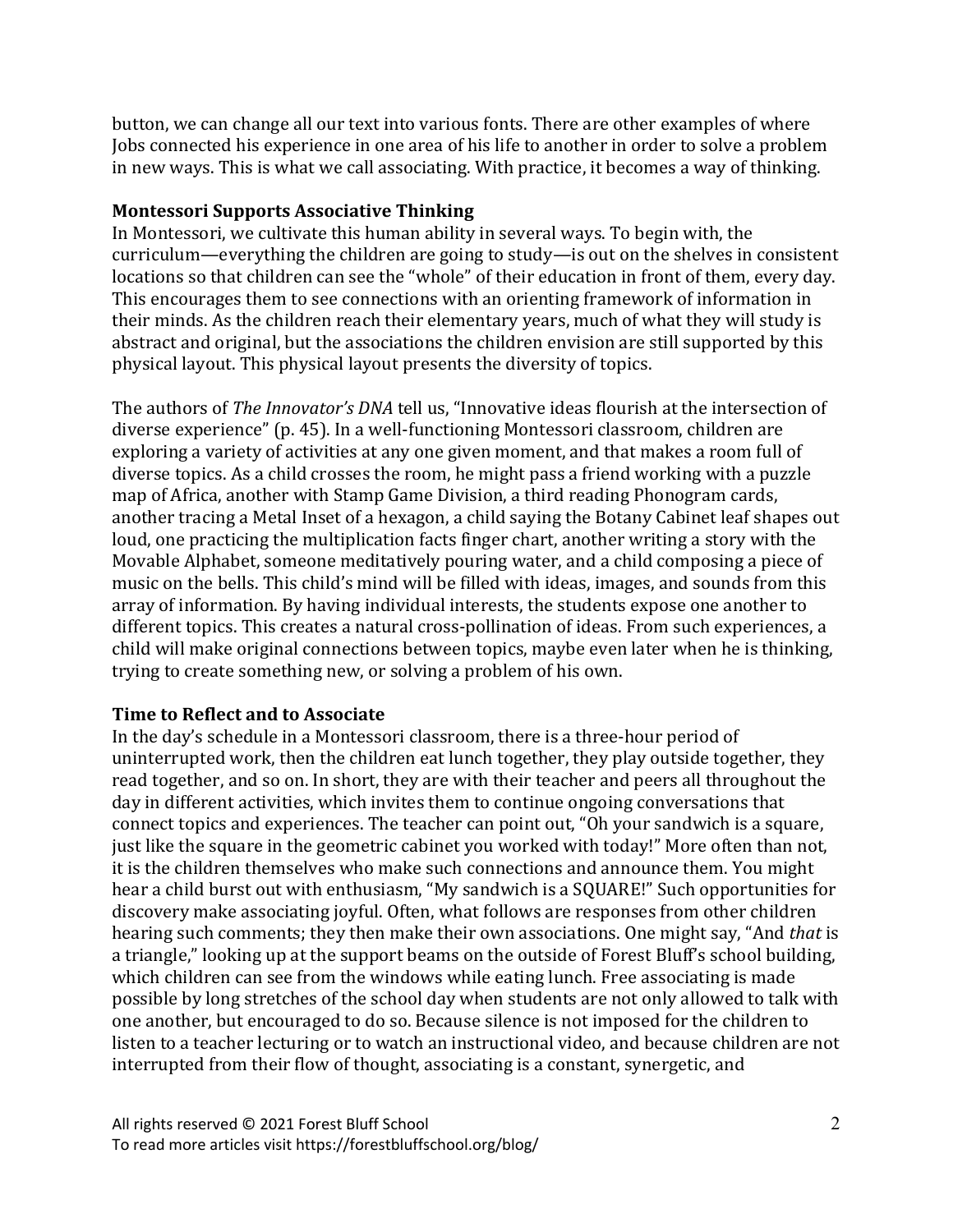button, we can change all our text into various fonts. There are other examples of where Jobs connected his experience in one area of his life to another in order to solve a problem in new ways. This is what we call associating. With practice, it becomes a way of thinking.

**Montessori Supports Associative Thinking**

In Montessori, we cultivate this human ability in several ways. To begin with, the curriculum—everything the children are going to study—is out on the shelves in consistent locations so that children can see the "whole" of their education in front of them, every day. This encourages them to see connections with an orienting framework of information in their minds. As the children reach their elementary years, much of what they will study is abstract and original, but the associations the children envision are still supported by this physical layout. This physical layout presents the diversity of topics.

The authors of *The Innovator's DNA* tell us, "Innovative ideas flourish at the intersection of diverse experience" (p. 45). In a well-functioning Montessori classroom, children are exploring a variety of activities at any one given moment, and that makes a room full of diverse topics. As a child crosses the room, he might pass a friend working with a puzzle map of Africa, another with Stamp Game Division, a third reading Phonogram cards, another tracing a Metal Inset of a hexagon, a child saying the Botany Cabinet leaf shapes out loud, one practicing the multiplication facts finger chart, another writing a story with the Movable Alphabet, someone meditatively pouring water, and a child composing a piece of music on the bells. This child's mind will be filled with ideas, images, and sounds from this array of information. By having individual interests, the students expose one another to different topics. This creates a natural cross-pollination of ideas. From such experiences, a child will make original connections between topics, maybe even later when he is thinking, trying to create something new, or solving a problem of his own.

**Time to Reflect and to Associate**

In the day's schedule in a Montessori classroom, there is a three-hour period of uninterrupted work, then the children eat lunch together, they play outside together, they read together, and so on. In short, they are with their teacher and peers all throughout the day in different activities, which invites them to continue ongoing conversations that connect topics and experiences. The teacher can point out, "Oh your sandwich is a square, just like the square in the geometric cabinet you worked with today!" More often than not, it is the children themselves who make such connections and announce them. You might hear a child burst out with enthusiasm, "My sandwich is a SQUARE!" Such opportunities for discovery make associating joyful. Often, what follows are responses from other children hearing such comments; they then make their own associations. One might say, "And *that* is a triangle," looking up at the support beams on the outside of Forest Bluff's school building, which children can see from the windows while eating lunch. Free associating is made possible by long stretches of the school day when students are not only allowed to talk with one another, but encouraged to do so. Because silence is not imposed for the children to listen to a teacher lecturing or to watch an instructional video, and because children are not interrupted from their flow of thought, associating is a constant, synergetic, and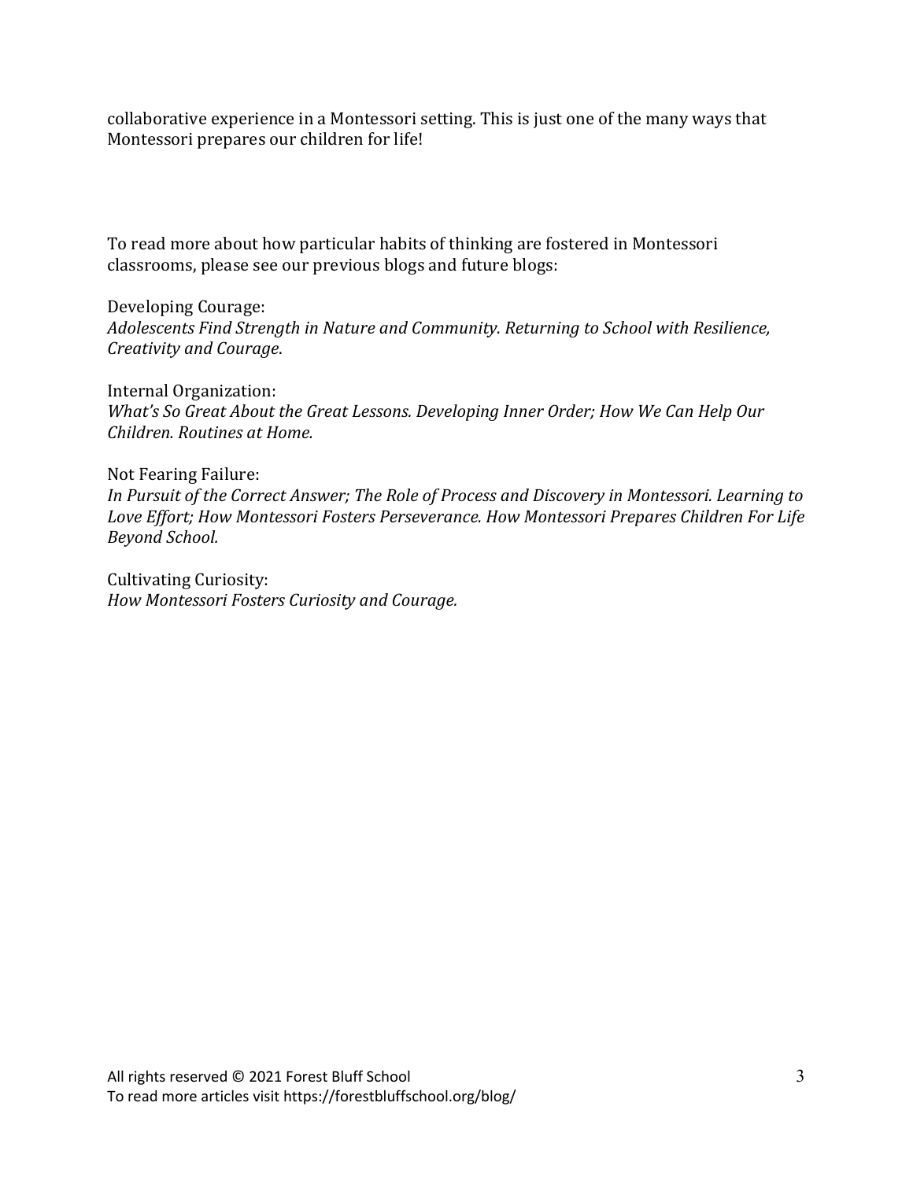collaborative experience in a Montessori setting. This is just one of the many ways that Montessori prepares our children for life!

To read more about how particular habits of thinking are fostered in Montessori classrooms, please see our previous blogs and future blogs:

Developing Courage:
*Adolescents Find Strength in Nature and Community. Returning to School with Resilience, Creativity and Courage*.

Internal Organization:
*What's So Great About the Great Lessons. Developing Inner Order; How We Can Help Our Children. Routines at Home.*

Not Fearing Failure:
*In Pursuit of the Correct Answer; The Role of Process and Discovery in Montessori. Learning to Love Effort; How Montessori Fosters Perseverance. How Montessori Prepares Children For Life Beyond School.*

Cultivating Curiosity:
*How Montessori Fosters Curiosity and Courage.*